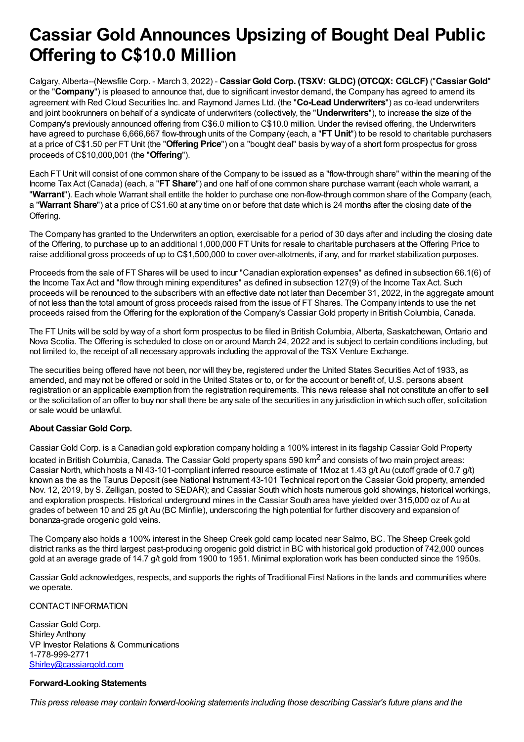# Cassiar Gold Announces Upsizing of Bought Deal Public Offering to C$10.0 Million

Calgary, Alberta--(Newsfile Corp. - March 3, 2022) - **Cassiar Gold Corp. (TSXV: GLDC) (OTCQX: CGLCF)** ("**Cassiar Gold**" or the "**Company**") is pleased to announce that, due to significant investor demand, the Company has agreed to amend its agreement with Red Cloud Securities Inc. and Raymond James Ltd. (the "**Co-Lead Underwriters**") as co-lead underwriters and joint bookrunners on behalf of a syndicate of underwriters (collectively, the "**Underwriters**"), to increase the size of the Company's previously announced offering from C$6.0 million to C$10.0 million. Under the revised offering, the Underwriters have agreed to purchase 6,666,667 flow-through units of the Company (each, a "**FT Unit**") to be resold to charitable purchasers at a price of C$1.50 per FT Unit (the "**Offering Price**") on a "bought deal" basis by way of a short form prospectus for gross proceeds of C$10,000,001 (the "**Offering**").

Each FT Unit will consist of one common share of the Company to be issued as a "flow-through share" within the meaning of the Income Tax Act (Canada) (each, a "**FT Share**") and one half of one common share purchase warrant (each whole warrant, a "**Warrant**"). Each whole Warrant shall entitle the holder to purchase one non-flow-through common share of the Company (each, a "**Warrant Share**") at a price of C$1.60 at any time on or before that date which is 24 months after the closing date of the Offering.

The Company has granted to the Underwriters an option, exercisable for a period of 30 days after and including the closing date of the Offering, to purchase up to an additional 1,000,000 FT Units for resale to charitable purchasers at the Offering Price to raise additional gross proceeds of up to C$1,500,000 to cover over-allotments, if any, and for market stabilization purposes.

Proceeds from the sale of FT Shares will be used to incur "Canadian exploration expenses" as defined in subsection 66.1(6) of the Income Tax Act and "flow through mining expenditures" as defined in subsection 127(9) of the Income Tax Act. Such proceeds will be renounced to the subscribers with an effective date not later than December 31, 2022, in the aggregate amount of not less than the total amount of gross proceeds raised from the issue of FT Shares. The Company intends to use the net proceeds raised from the Offering for the exploration of the Company's Cassiar Gold property in British Columbia, Canada.

The FT Units will be sold by way of a short form prospectus to be filed in British Columbia, Alberta, Saskatchewan, Ontario and Nova Scotia. The Offering is scheduled to close on or around March 24, 2022 and is subject to certain conditions including, but not limited to, the receipt of all necessary approvals including the approval of the TSX Venture Exchange.

The securities being offered have not been, nor will they be, registered under the United States Securities Act of 1933, as amended, and may not be offered or sold in the United States or to, or for the account or benefit of, U.S. persons absent registration or an applicable exemption from the registration requirements. This news release shall not constitute an offer to sell or the solicitation of an offer to buy nor shall there be any sale of the securities in any jurisdiction in which such offer, solicitation or sale would be unlawful.

### About Cassiar Gold Corp.

Cassiar Gold Corp. is a Canadian gold exploration company holding a 100% interest in its flagship Cassiar Gold Property located in British Columbia, Canada. The Cassiar Gold property spans 590 km$^2$ and consists of two main project areas: Cassiar North, which hosts a NI 43-101-compliant inferred resource estimate of 1Moz at 1.43 g/t Au (cutoff grade of 0.7 g/t) known as the as the Taurus Deposit (see National Instrument 43-101 Technical report on the Cassiar Gold property, amended Nov. 12, 2019, by S. Zelligan, posted to SEDAR); and Cassiar South which hosts numerous gold showings, historical workings, and exploration prospects. Historical underground mines in the Cassiar South area have yielded over 315,000 oz of Au at grades of between 10 and 25 g/t Au (BC Minfile), underscoring the high potential for further discovery and expansion of bonanza-grade orogenic gold veins.

The Company also holds a 100% interest in the Sheep Creek gold camp located near Salmo, BC. The Sheep Creek gold district ranks as the third largest past-producing orogenic gold district in BC with historical gold production of 742,000 ounces gold at an average grade of 14.7 g/t gold from 1900 to 1951. Minimal exploration work has been conducted since the 1950s.

Cassiar Gold acknowledges, respects, and supports the rights of Traditional First Nations in the lands and communities where we operate.

CONTACT INFORMATION

Cassiar Gold Corp.
Shirley Anthony
VP Investor Relations & Communications
1-778-999-2771
Shirley@cassiargold.com

### Forward-Looking Statements

*This press release may contain forward-looking statements including those describing Cassiar's future plans and the*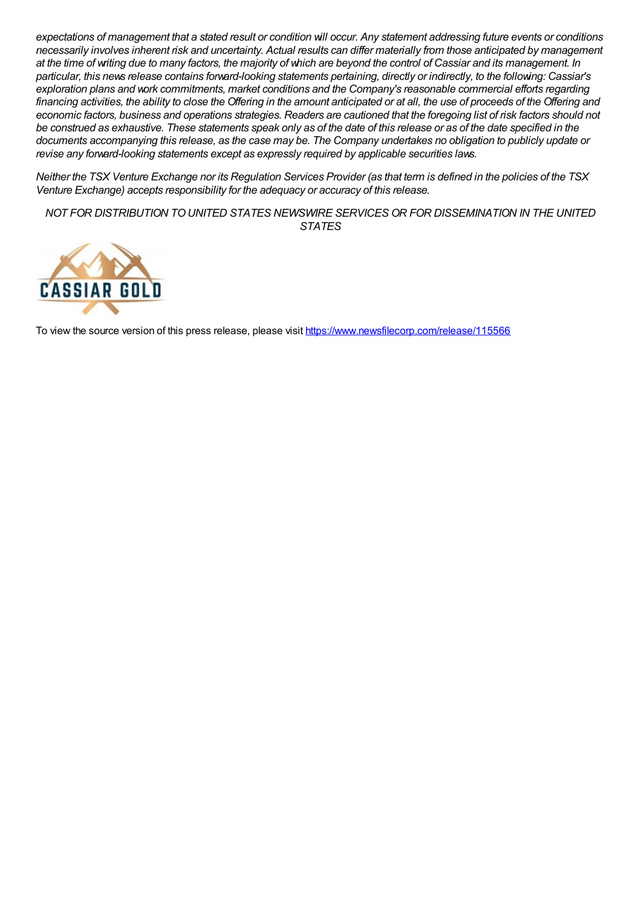*expectations of management that a stated result or condition will occur. Any statement addressing future events or conditions necessarily involves inherent risk and uncertainty. Actual results can differ materially from those anticipated by management at the time of writing due to many factors, the majority of which are beyond the control of Cassiar and its management. In particular, this news release contains forward-looking statements pertaining, directly or indirectly, to the following: Cassiar's exploration plans and work commitments, market conditions and the Company's reasonable commercial efforts regarding financing activities, the ability to close the Offering in the amount anticipated or at all, the use of proceeds of the Offering and economic factors, business and operations strategies. Readers are cautioned that the foregoing list of risk factors should not be construed as exhaustive. These statements speak only as of the date of this release or as of the date specified in the documents accompanying this release, as the case may be. The Company undertakes no obligation to publicly update or revise any forward-looking statements except as expressly required by applicable securities laws.*

*Neither the TSX Venture Exchange nor its Regulation Services Provider (as that term is defined in the policies of the TSX Venture Exchange) accepts responsibility for the adequacy or accuracy of this release.*

*NOT FOR DISTRIBUTION TO UNITED STATES NEWSWIRE SERVICES OR FOR DISSEMINATION IN THE UNITED STATES*

To view the source version of this press release, please visit https://www.newsfilecorp.com/release/115566